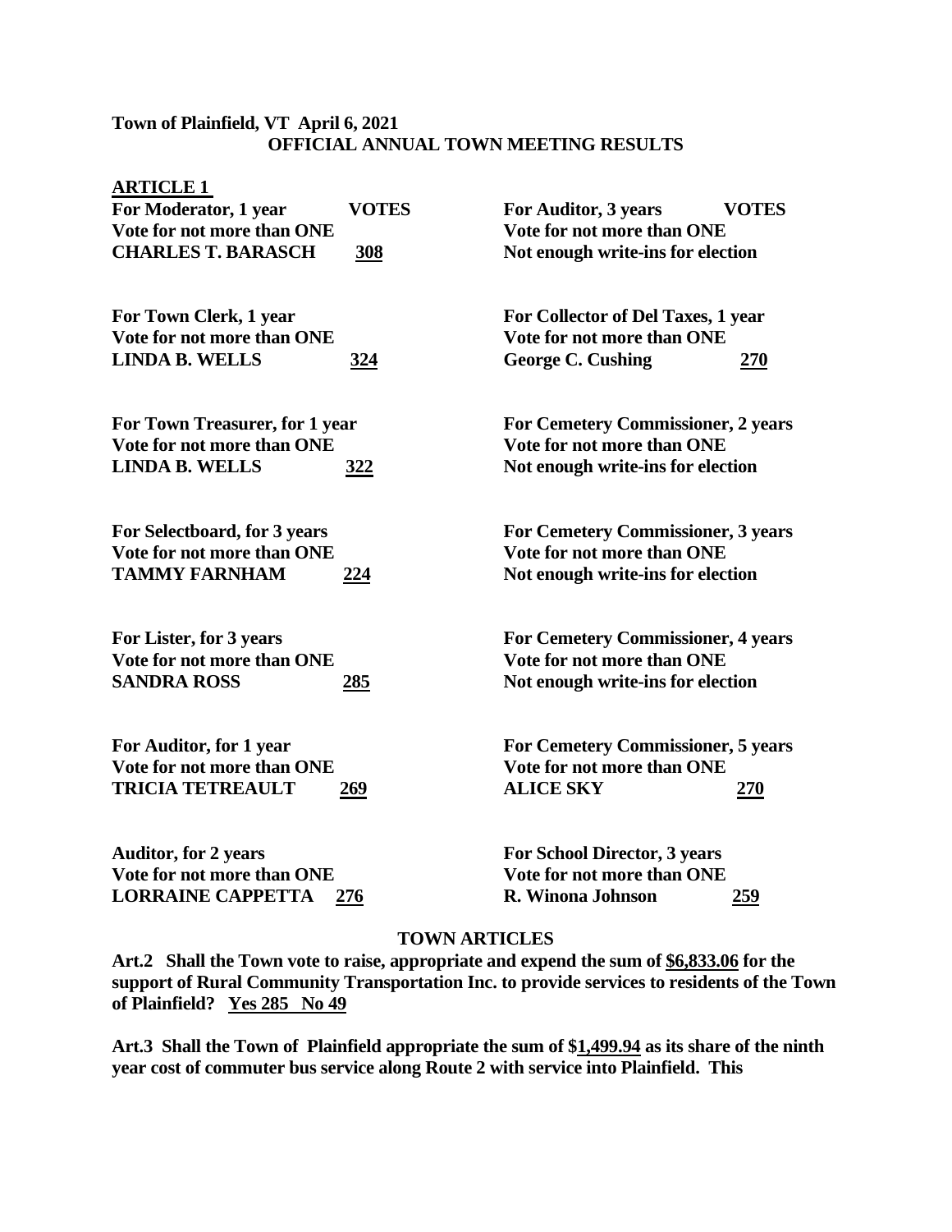**Town of Plainfield, VT April 6, 2021**

**OFFICIAL ANNUAL TOWN MEETING RESULTS**

**ARTICLE 1**

**For Moderator, 1 year — VOTES**
**Vote for not more than ONE**
**CHARLES T. BARASCH** **308**

**For Town Clerk, 1 year**
**Vote for not more than ONE**
**LINDA B. WELLS** **324**

**For Town Treasurer, for 1 year**
**Vote for not more than ONE**
**LINDA B. WELLS** **322**

**For Selectboard, for 3 years**
**Vote for not more than ONE**
**TAMMY FARNHAM** **224**

**For Lister, for 3 years**
**Vote for not more than ONE**
**SANDRA ROSS** **285**

**For Auditor, for 1 year**
**Vote for not more than ONE**
**TRICIA TETREAULT** **269**

**Auditor, for 2 years**
**Vote for not more than ONE**
**LORRAINE CAPPETTA** **276**

**For Auditor, 3 years — VOTES**
**Vote for not more than ONE**
**Not enough write-ins for election**

**For Collector of Del Taxes, 1 year**
**Vote for not more than ONE**
**George C. Cushing** **270**

**For Cemetery Commissioner, 2 years**
**Vote for not more than ONE**
**Not enough write-ins for election**

**For Cemetery Commissioner, 3 years**
**Vote for not more than ONE**
**Not enough write-ins for election**

**For Cemetery Commissioner, 4 years**
**Vote for not more than ONE**
**Not enough write-ins for election**

**For Cemetery Commissioner, 5 years**
**Vote for not more than ONE**
**ALICE SKY** **270**

**For School Director, 3 years**
**Vote for not more than ONE**
**R. Winona Johnson** **259**

**TOWN ARTICLES**

**Art.2 Shall the Town vote to raise, appropriate and expend the sum of $6,833.06 for the support of Rural Community Transportation Inc. to provide services to residents of the Town of Plainfield? Yes 285 No 49**

**Art.3 Shall the Town of Plainfield appropriate the sum of $1,499.94 as its share of the ninth year cost of commuter bus service along Route 2 with service into Plainfield. This**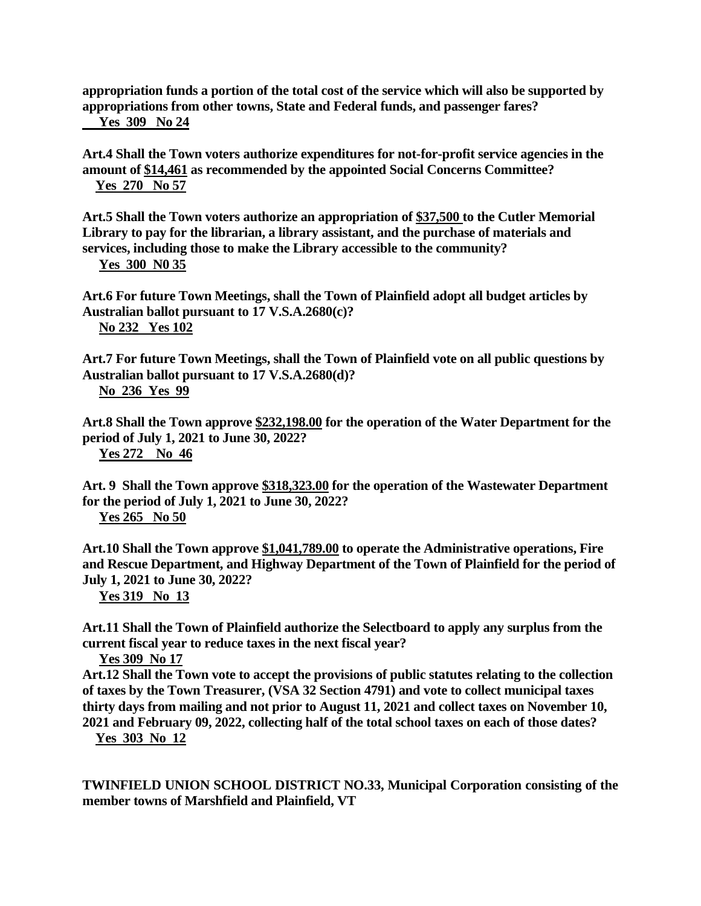**appropriation funds a portion of the total cost of the service which will also be supported by appropriations from other towns, State and Federal funds, and passenger fares?**
**Yes 309 No 24**

**Art.4 Shall the Town voters authorize expenditures for not-for-profit service agencies in the amount of $14,461 as recommended by the appointed Social Concerns Committee?**
**Yes 270 No 57**

**Art.5 Shall the Town voters authorize an appropriation of $37,500 to the Cutler Memorial Library to pay for the librarian, a library assistant, and the purchase of materials and services, including those to make the Library accessible to the community?**
**Yes 300 N0 35**

**Art.6 For future Town Meetings, shall the Town of Plainfield adopt all budget articles by Australian ballot pursuant to 17 V.S.A.2680(c)?**
**No 232 Yes 102**

**Art.7 For future Town Meetings, shall the Town of Plainfield vote on all public questions by Australian ballot pursuant to 17 V.S.A.2680(d)?**
**No 236 Yes 99**

**Art.8 Shall the Town approve $232,198.00 for the operation of the Water Department for the period of July 1, 2021 to June 30, 2022?**
**Yes 272 No 46**

**Art. 9 Shall the Town approve $318,323.00 for the operation of the Wastewater Department for the period of July 1, 2021 to June 30, 2022?**
**Yes 265 No 50**

**Art.10 Shall the Town approve $1,041,789.00 to operate the Administrative operations, Fire and Rescue Department, and Highway Department of the Town of Plainfield for the period of July 1, 2021 to June 30, 2022?**
**Yes 319 No 13**

**Art.11 Shall the Town of Plainfield authorize the Selectboard to apply any surplus from the current fiscal year to reduce taxes in the next fiscal year?**
**Yes 309 No 17**

**Art.12 Shall the Town vote to accept the provisions of public statutes relating to the collection of taxes by the Town Treasurer, (VSA 32 Section 4791) and vote to collect municipal taxes thirty days from mailing and not prior to August 11, 2021 and collect taxes on November 10, 2021 and February 09, 2022, collecting half of the total school taxes on each of those dates?**
**Yes 303 No 12**

**TWINFIELD UNION SCHOOL DISTRICT NO.33, Municipal Corporation consisting of the member towns of Marshfield and Plainfield, VT**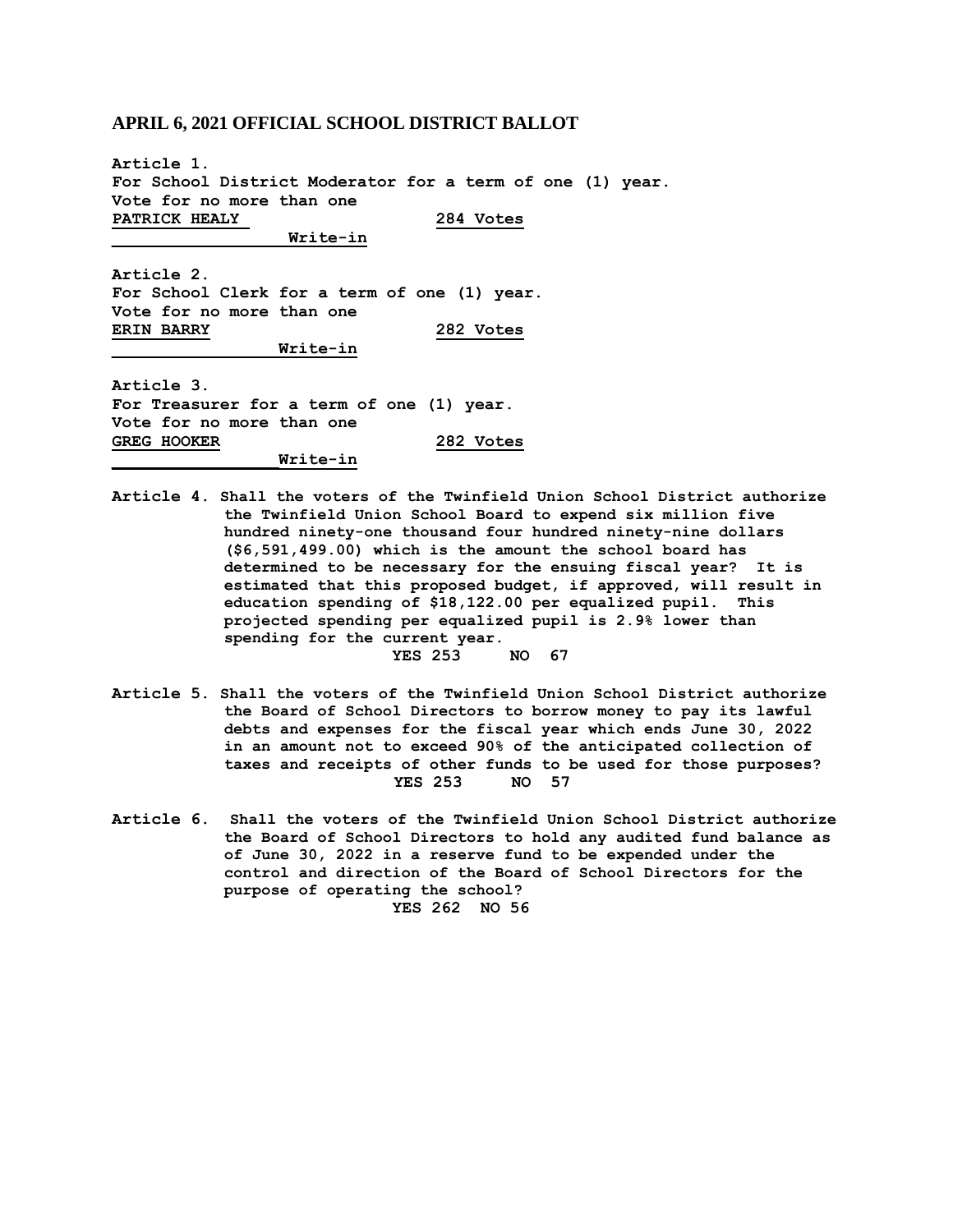# APRIL 6, 2021 OFFICIAL SCHOOL DISTRICT BALLOT

**Article 1.**
**For School District Moderator for a term of one (1) year.**
**Vote for no more than one**
**PATRICK HEALY** **284 Votes**
**\_\_\_\_\_\_\_\_\_\_\_\_\_\_\_\_ Write-in**

**Article 2.**
**For School Clerk for a term of one (1) year.**
**Vote for no more than one**
**ERIN BARRY** **282 Votes**
**\_\_\_\_\_\_\_\_\_\_\_\_\_\_\_\_ Write-in**

**Article 3.**
**For Treasurer for a term of one (1) year.**
**Vote for no more than one**
**GREG HOOKER** **282 Votes**
**\_\_\_\_\_\_\_\_\_\_\_\_\_\_\_\_ Write-in**

**Article 4.** **Shall the voters of the Twinfield Union School District authorize the Twinfield Union School Board to expend six million five hundred ninety-one thousand four hundred ninety-nine dollars ($6,591,499.00) which is the amount the school board has determined to be necessary for the ensuing fiscal year? It is estimated that this proposed budget, if approved, will result in education spending of $18,122.00 per equalized pupil. This projected spending per equalized pupil is 2.9% lower than spending for the current year.**

**YES 253 NO 67**

**Article 5.** **Shall the voters of the Twinfield Union School District authorize the Board of School Directors to borrow money to pay its lawful debts and expenses for the fiscal year which ends June 30, 2022 in an amount not to exceed 90% of the anticipated collection of taxes and receipts of other funds to be used for those purposes?**

**YES 253 NO 57**

**Article 6.** **Shall the voters of the Twinfield Union School District authorize the Board of School Directors to hold any audited fund balance as of June 30, 2022 in a reserve fund to be expended under the control and direction of the Board of School Directors for the purpose of operating the school?**

**YES 262 NO 56**